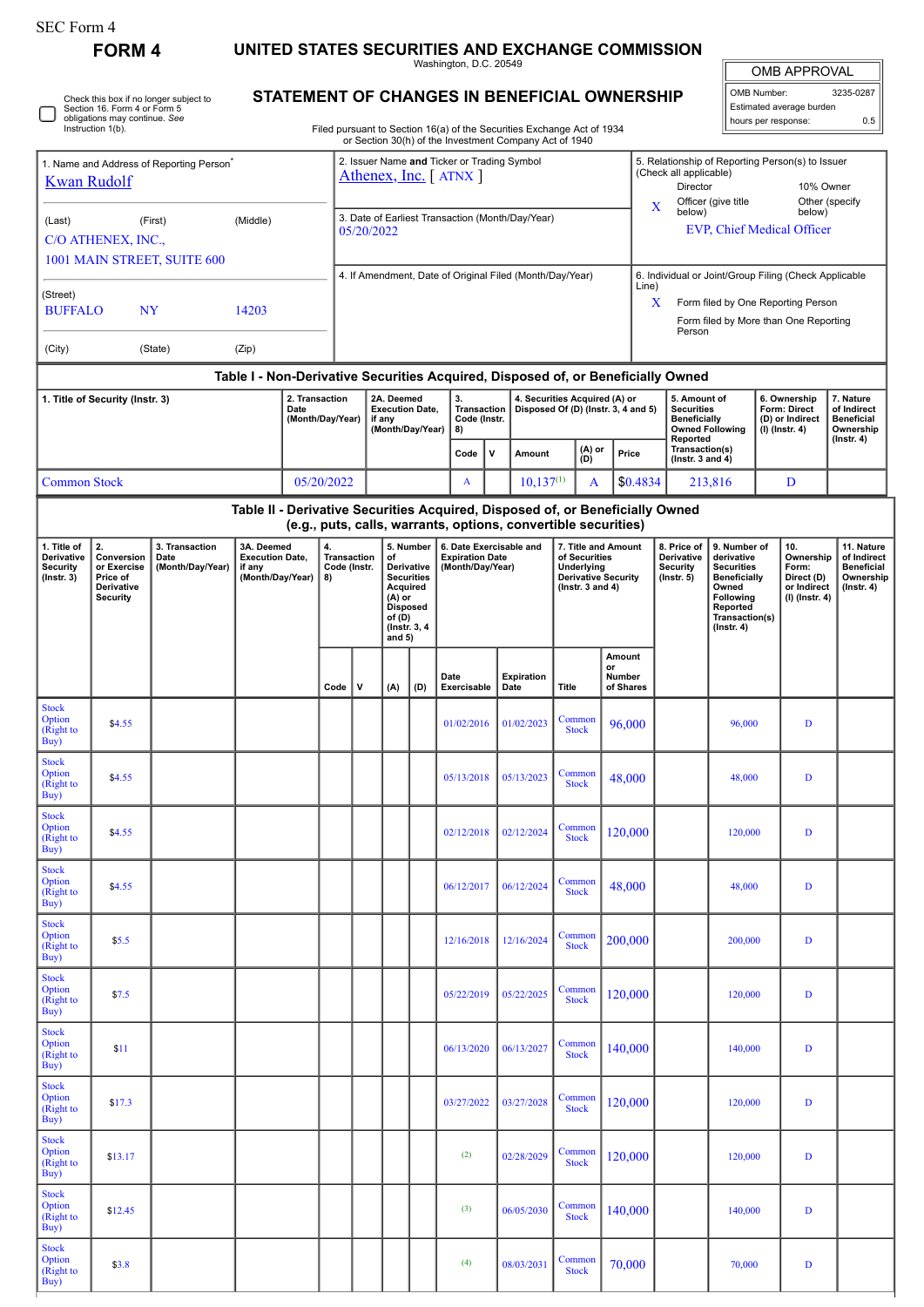SEC Form 4

**FORM 4**

# UNITED STATES SECURITIES AND EXCHANGE COMMISSION

Washington, D.C. 20549

## STATEMENT OF CHANGES IN BENEFICIAL OWNERSHIP

Filed pursuant to Section 16(a) of the Securities Exchange Act of 1934 or Section 30(h) of the Investment Company Act of 1940

| OMB APPROVAL | |
|---|---|
| OMB Number: | 3235-0287 |
| Estimated average burden | |
| hours per response: | 0.5 |

☐ Check this box if no longer subject to Section 16. Form 4 or Form 5 obligations may continue. *See* Instruction 1(b).

1. Name and Address of Reporting Person*
Kwan Rudolf

(Last) (First) (Middle)
C/O ATHENEX, INC.,
1001 MAIN STREET, SUITE 600

(Street)
BUFFALO NY 14203

(City) (State) (Zip)

2. Issuer Name **and** Ticker or Trading Symbol
Athenex, Inc. [ ATNX ]

3. Date of Earliest Transaction (Month/Day/Year)
05/20/2022

4. If Amendment, Date of Original Filed (Month/Day/Year)

5. Relationship of Reporting Person(s) to Issuer (Check all applicable)
Director — 10% Owner
X Officer (give title below) — Other (specify below)
EVP, Chief Medical Officer

6. Individual or Joint/Group Filing (Check Applicable Line)
X Form filed by One Reporting Person
Form filed by More than One Reporting Person

### Table I - Non-Derivative Securities Acquired, Disposed of, or Beneficially Owned

| 1. Title of Security (Instr. 3) | 2. Transaction Date (Month/Day/Year) | 2A. Deemed Execution Date, if any (Month/Day/Year) | 3. Transaction Code (Instr. 8) | | 4. Securities Acquired (A) or Disposed Of (D) (Instr. 3, 4 and 5) | | | 5. Amount of Securities Beneficially Owned Following Reported Transaction(s) (Instr. 3 and 4) | 6. Ownership Form: Direct (D) or Indirect (I) (Instr. 4) | 7. Nature of Indirect Beneficial Ownership (Instr. 4) |
|---|---|---|---|---|---|---|---|---|---|---|
| | | | Code | V | Amount | (A) or (D) | Price | | | |
| Common Stock | 05/20/2022 | | A | | 10,137[(1)] | A | $0.4834 | 213,816 | D | |

### Table II - Derivative Securities Acquired, Disposed of, or Beneficially Owned (e.g., puts, calls, warrants, options, convertible securities)

| 1. Title of Derivative Security (Instr. 3) | 2. Conversion or Exercise Price of Derivative Security | 3. Transaction Date (Month/Day/Year) | 3A. Deemed Execution Date, if any (Month/Day/Year) | 4. Transaction Code (Instr. 8) | | 5. Number of Derivative Securities Acquired (A) or Disposed of (D) (Instr. 3, 4 and 5) | | 6. Date Exercisable and Expiration Date (Month/Day/Year) | | 7. Title and Amount of Securities Underlying Derivative Security (Instr. 3 and 4) | | 8. Price of Derivative Security (Instr. 5) | 9. Number of derivative Securities Beneficially Owned Following Reported Transaction(s) (Instr. 4) | 10. Ownership Form: Direct (D) or Indirect (I) (Instr. 4) | 11. Nature of Indirect Beneficial Ownership (Instr. 4) |
|---|---|---|---|---|---|---|---|---|---|---|---|---|---|---|---|
| | | | | Code | V | (A) | (D) | Date Exercisable | Expiration Date | Title | Amount or Number of Shares | | | | |
| Stock Option (Right to Buy) | $4.55 | | | | | | | 01/02/2016 | 01/02/2023 | Common Stock | 96,000 | | 96,000 | D | |
| Stock Option (Right to Buy) | $4.55 | | | | | | | 05/13/2018 | 05/13/2023 | Common Stock | 48,000 | | 48,000 | D | |
| Stock Option (Right to Buy) | $4.55 | | | | | | | 02/12/2018 | 02/12/2024 | Common Stock | 120,000 | | 120,000 | D | |
| Stock Option (Right to Buy) | $4.55 | | | | | | | 06/12/2017 | 06/12/2024 | Common Stock | 48,000 | | 48,000 | D | |
| Stock Option (Right to Buy) | $5.5 | | | | | | | 12/16/2018 | 12/16/2024 | Common Stock | 200,000 | | 200,000 | D | |
| Stock Option (Right to Buy) | $7.5 | | | | | | | 05/22/2019 | 05/22/2025 | Common Stock | 120,000 | | 120,000 | D | |
| Stock Option (Right to Buy) | $11 | | | | | | | 06/13/2020 | 06/13/2027 | Common Stock | 140,000 | | 140,000 | D | |
| Stock Option (Right to Buy) | $17.3 | | | | | | | 03/27/2022 | 03/27/2028 | Common Stock | 120,000 | | 120,000 | D | |
| Stock Option (Right to Buy) | $13.17 | | | | | | | (2) | 02/28/2029 | Common Stock | 120,000 | | 120,000 | D | |
| Stock Option (Right to Buy) | $12.45 | | | | | | | (3) | 06/05/2030 | Common Stock | 140,000 | | 140,000 | D | |
| Stock Option (Right to Buy) | $3.8 | | | | | | | (4) | 08/03/2031 | Common Stock | 70,000 | | 70,000 | D | |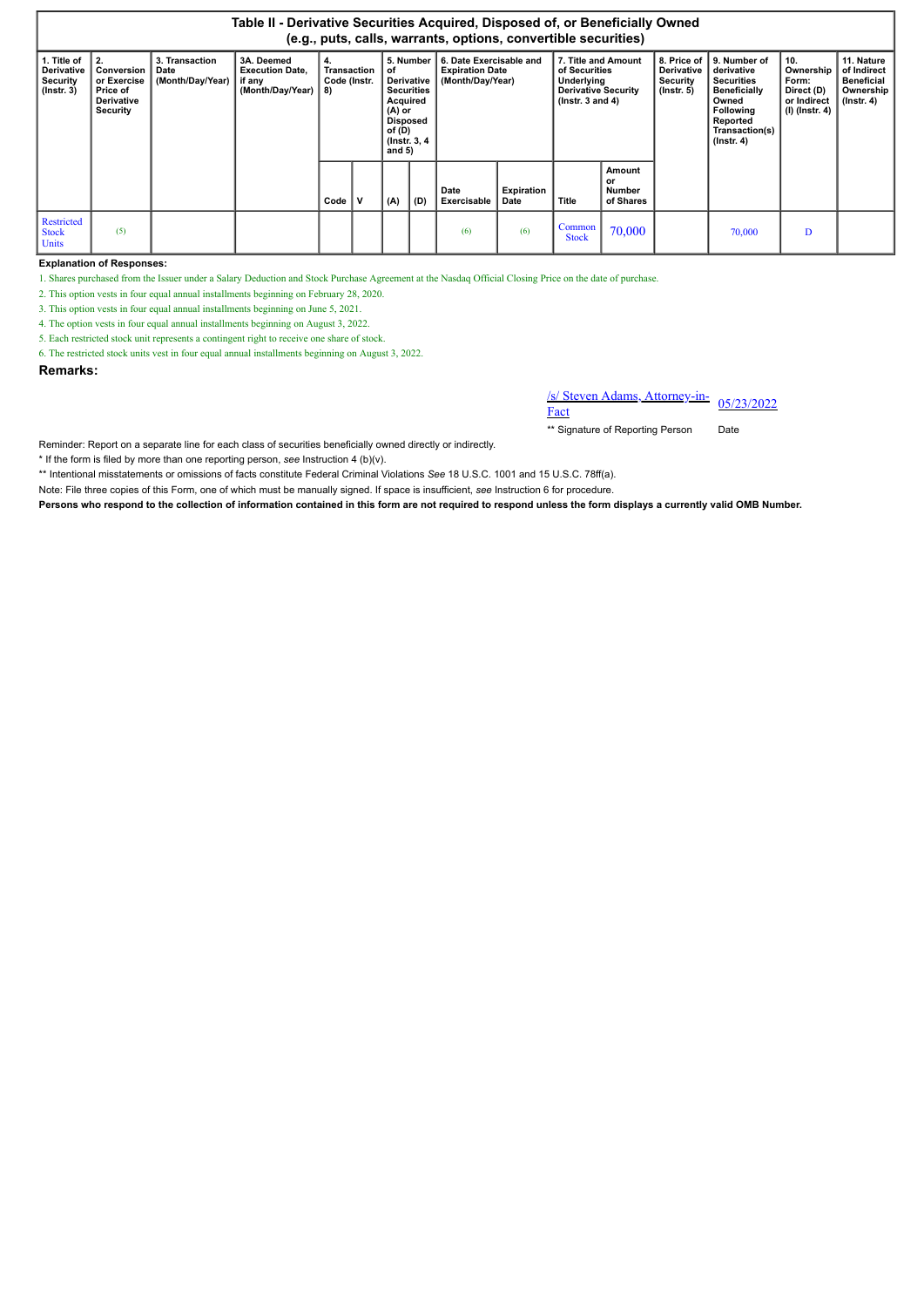## Table II - Derivative Securities Acquired, Disposed of, or Beneficially Owned (e.g., puts, calls, warrants, options, convertible securities)

| 1. Title of Derivative Security (Instr. 3) | 2. Conversion or Exercise Price of Derivative Security | 3. Transaction Date (Month/Day/Year) | 3A. Deemed Execution Date, if any (Month/Day/Year) | 4. Transaction Code (Instr. 8) | | 5. Number of Derivative Securities Acquired (A) or Disposed of (D) (Instr. 3, 4 and 5) | | 6. Date Exercisable and Expiration Date (Month/Day/Year) | | 7. Title and Amount of Securities Underlying Derivative Security (Instr. 3 and 4) | | 8. Price of Derivative Security (Instr. 5) | 9. Number of derivative Securities Beneficially Owned Following Reported Transaction(s) (Instr. 4) | 10. Ownership Form: Direct (D) or Indirect (I) (Instr. 4) | 11. Nature of Indirect Beneficial Ownership (Instr. 4) |
|---|---|---|---|---|---|---|---|---|---|---|---|---|---|---|---|
| | | | | Code | V | (A) | (D) | Date Exercisable | Expiration Date | Title | Amount or Number of Shares | | | | |
| Restricted Stock Units | (5) | | | | | | | (6) | (6) | Common Stock | 70,000 | | 70,000 | D | |

**Explanation of Responses:**

1. Shares purchased from the Issuer under a Salary Deduction and Stock Purchase Agreement at the Nasdaq Official Closing Price on the date of purchase.
2. This option vests in four equal annual installments beginning on February 28, 2020.
3. This option vests in four equal annual installments beginning on June 5, 2021.
4. The option vests in four equal annual installments beginning on August 3, 2022.
5. Each restricted stock unit represents a contingent right to receive one share of stock.
6. The restricted stock units vest in four equal annual installments beginning on August 3, 2022.

**Remarks:**

/s/ Steven Adams, Attorney-in-Fact 05/23/2022

** Signature of Reporting Person Date

Reminder: Report on a separate line for each class of securities beneficially owned directly or indirectly.

* If the form is filed by more than one reporting person, *see* Instruction 4 (b)(v).

** Intentional misstatements or omissions of facts constitute Federal Criminal Violations *See* 18 U.S.C. 1001 and 15 U.S.C. 78ff(a).

Note: File three copies of this Form, one of which must be manually signed. If space is insufficient, *see* Instruction 6 for procedure.

**Persons who respond to the collection of information contained in this form are not required to respond unless the form displays a currently valid OMB Number.**